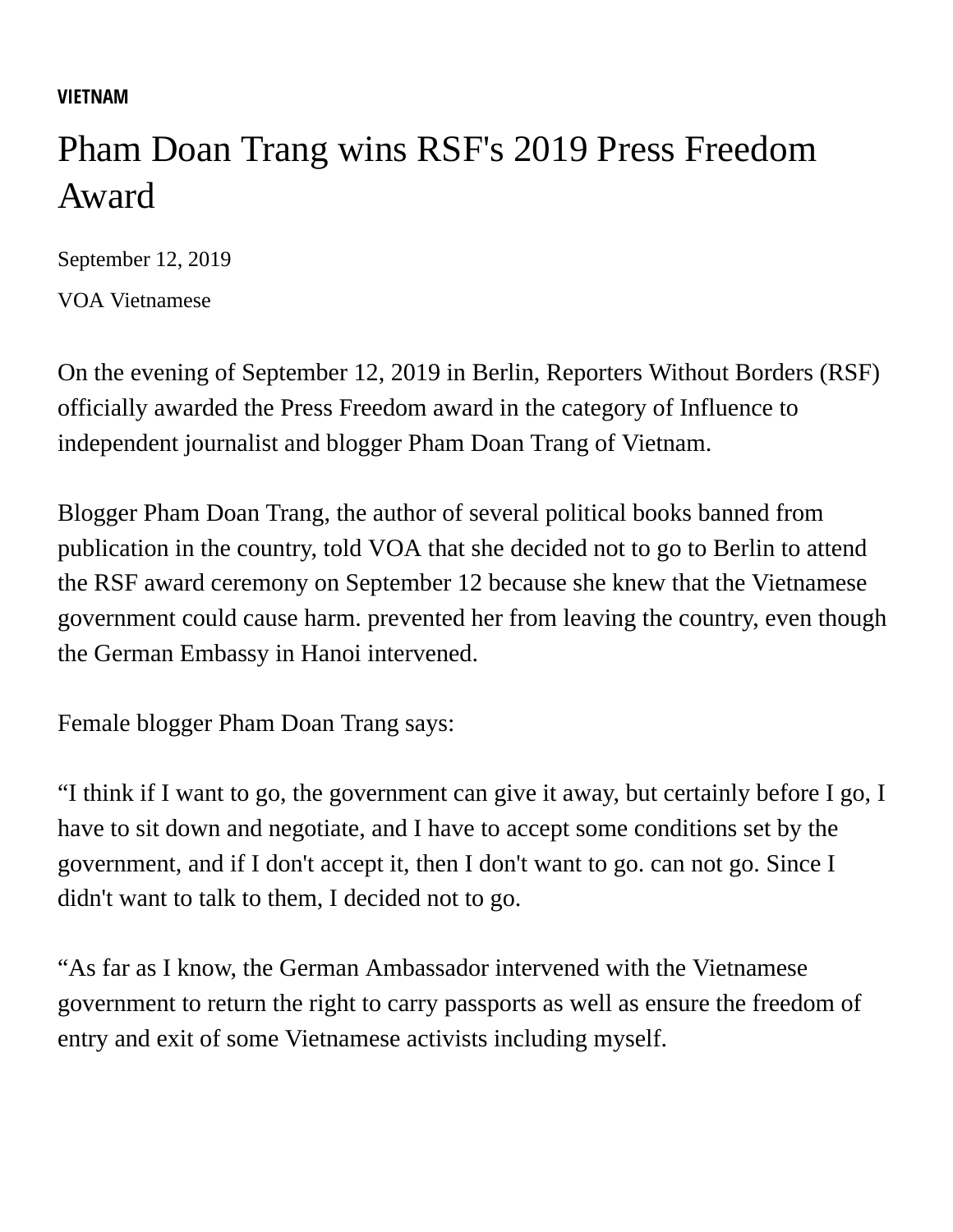**VIETNAM**

# Pham Doan Trang wins RSF's 2019 Press Freedom Award

September 12, 2019

VOA Vietnamese

On the evening of September 12, 2019 in Berlin, Reporters Without Borders (RSF) officially awarded the Press Freedom award in the category of Influence to independent journalist and blogger Pham Doan Trang of Vietnam.

Blogger Pham Doan Trang, the author of several political books banned from publication in the country, told VOA that she decided not to go to Berlin to attend the RSF award ceremony on September 12 because she knew that the Vietnamese government could cause harm. prevented her from leaving the country, even though the German Embassy in Hanoi intervened.

Female blogger Pham Doan Trang says:

“I think if I want to go, the government can give it away, but certainly before I go, I have to sit down and negotiate, and I have to accept some conditions set by the government, and if I don't accept it, then I don't want to go. can not go. Since I didn't want to talk to them, I decided not to go.

“As far as I know, the German Ambassador intervened with the Vietnamese government to return the right to carry passports as well as ensure the freedom of entry and exit of some Vietnamese activists including myself.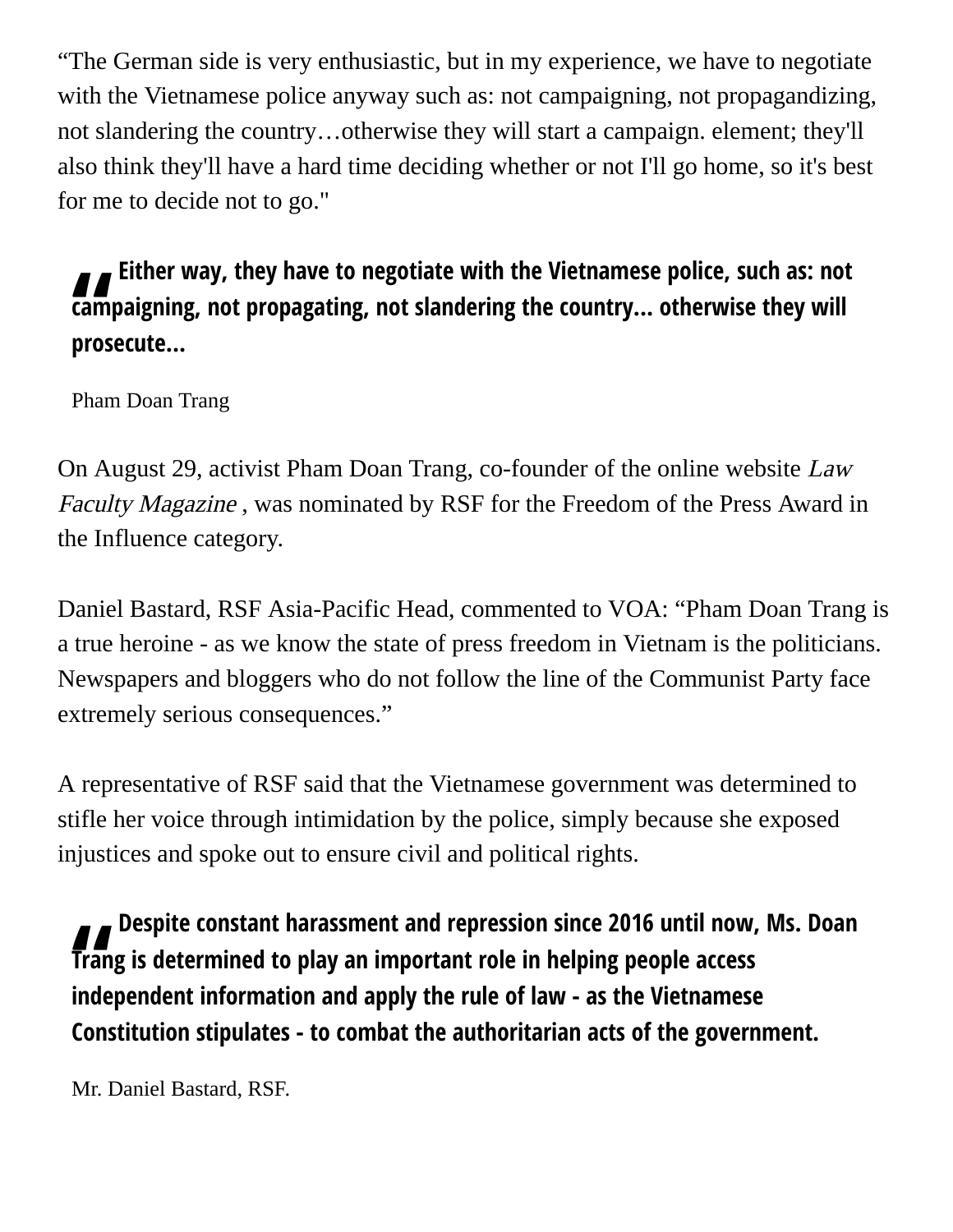“The German side is very enthusiastic, but in my experience, we have to negotiate with the Vietnamese police anyway such as: not campaigning, not propagandizing, not slandering the country…otherwise they will start a campaign. element; they'll also think they'll have a hard time deciding whether or not I'll go home, so it's best for me to decide not to go."

> **Either way, they have to negotiate with the Vietnamese police, such as: not campaigning, not propagating, not slandering the country... otherwise they will prosecute...**
>
> Pham Doan Trang

On August 29, activist Pham Doan Trang, co-founder of the online website *Law Faculty Magazine* , was nominated by RSF for the Freedom of the Press Award in the Influence category.

Daniel Bastard, RSF Asia-Pacific Head, commented to VOA: “Pham Doan Trang is a true heroine - as we know the state of press freedom in Vietnam is the politicians. Newspapers and bloggers who do not follow the line of the Communist Party face extremely serious consequences.”

A representative of RSF said that the Vietnamese government was determined to stifle her voice through intimidation by the police, simply because she exposed injustices and spoke out to ensure civil and political rights.

> **Despite constant harassment and repression since 2016 until now, Ms. Doan Trang is determined to play an important role in helping people access independent information and apply the rule of law - as the Vietnamese Constitution stipulates - to combat the authoritarian acts of the government.**
>
> Mr. Daniel Bastard, RSF.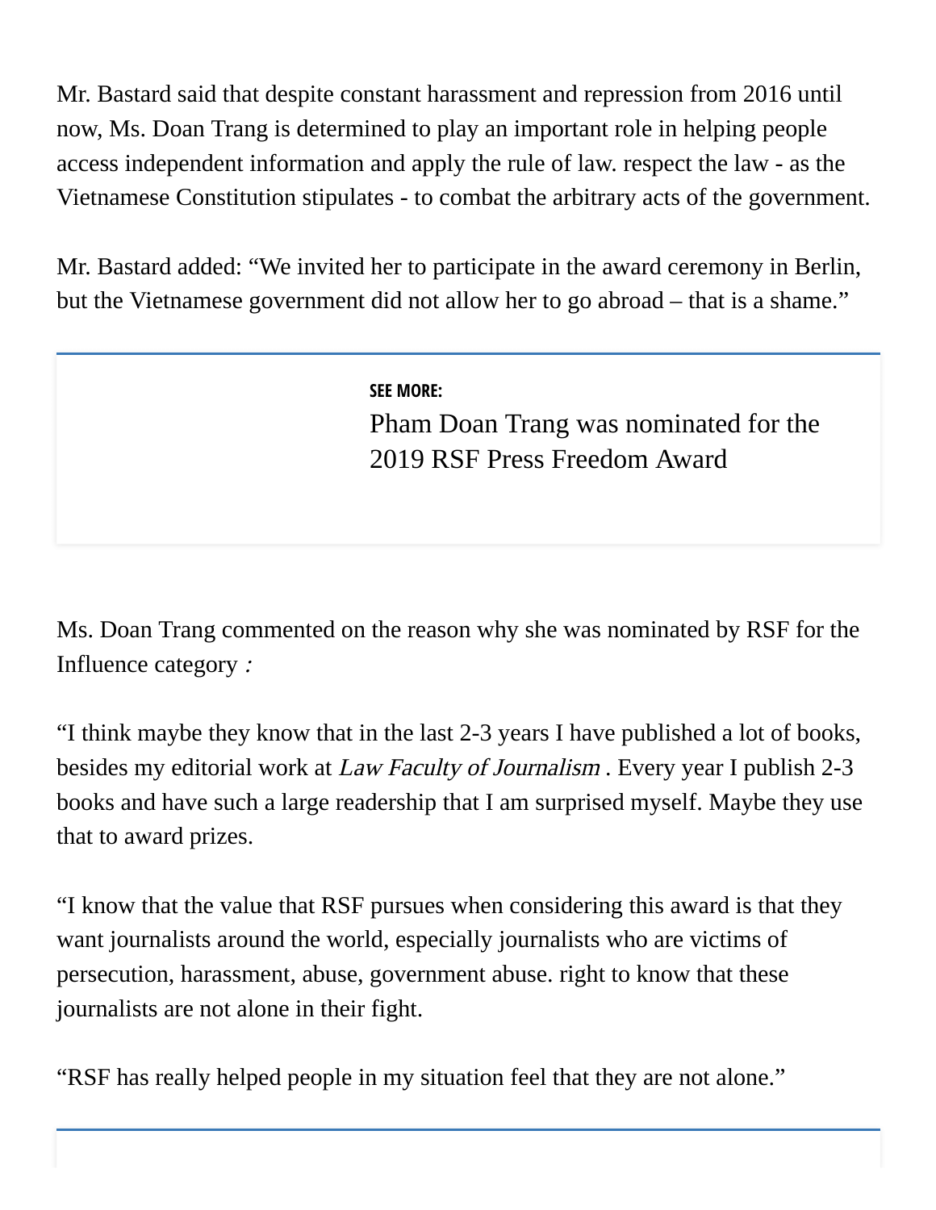Mr. Bastard said that despite constant harassment and repression from 2016 until now, Ms. Doan Trang is determined to play an important role in helping people access independent information and apply the rule of law. respect the law - as the Vietnamese Constitution stipulates - to combat the arbitrary acts of the government.

Mr. Bastard added: “We invited her to participate in the award ceremony in Berlin, but the Vietnamese government did not allow her to go abroad – that is a shame.”

**SEE MORE:**
Pham Doan Trang was nominated for the 2019 RSF Press Freedom Award

Ms. Doan Trang commented on the reason why she was nominated by RSF for the Influence category *:*

“I think maybe they know that in the last 2-3 years I have published a lot of books, besides my editorial work at *Law Faculty of Journalism* . Every year I publish 2-3 books and have such a large readership that I am surprised myself. Maybe they use that to award prizes.

“I know that the value that RSF pursues when considering this award is that they want journalists around the world, especially journalists who are victims of persecution, harassment, abuse, government abuse. right to know that these journalists are not alone in their fight.

“RSF has really helped people in my situation feel that they are not alone.”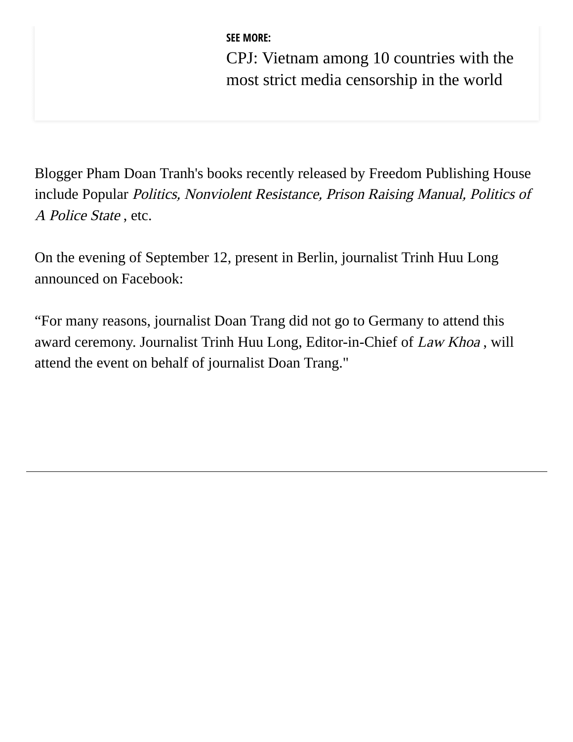**SEE MORE:**

CPJ: Vietnam among 10 countries with the most strict media censorship in the world

Blogger Pham Doan Tranh's books recently released by Freedom Publishing House include Popular *Politics, Nonviolent Resistance, Prison Raising Manual, Politics of A Police State* , etc.

On the evening of September 12, present in Berlin, journalist Trinh Huu Long announced on Facebook:

“For many reasons, journalist Doan Trang did not go to Germany to attend this award ceremony. Journalist Trinh Huu Long, Editor-in-Chief of *Law Khoa* , will attend the event on behalf of journalist Doan Trang."

---